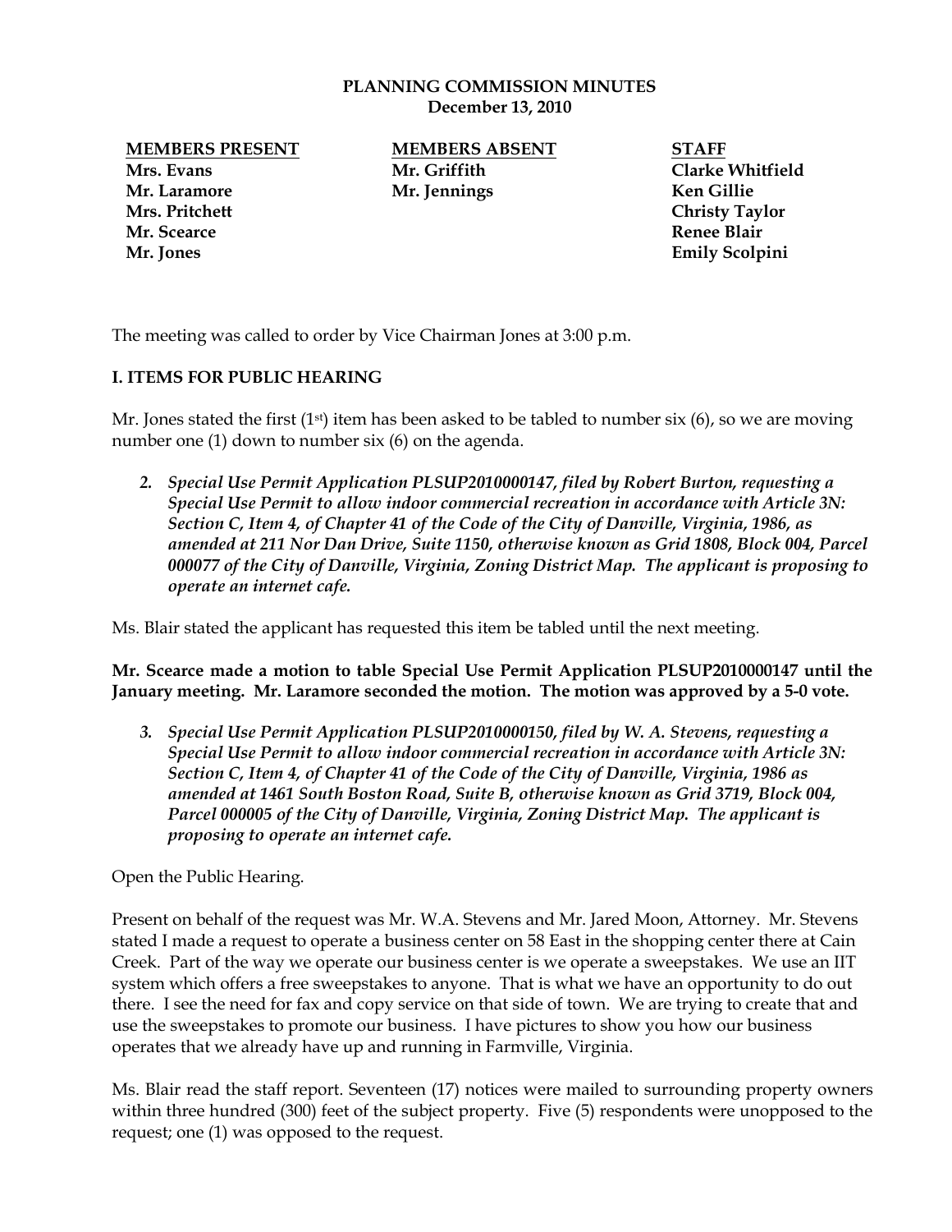**PLANNING COMMISSION MINUTES**
**December 13, 2010**

| MEMBERS PRESENT | MEMBERS ABSENT | STAFF |
|---|---|---|
| Mrs. Evans | Mr. Griffith | Clarke Whitfield |
| Mr. Laramore | Mr. Jennings | Ken Gillie |
| Mrs. Pritchett | | Christy Taylor |
| Mr. Scearce | | Renee Blair |
| Mr. Jones | | Emily Scolpini |

The meeting was called to order by Vice Chairman Jones at 3:00 p.m.

**I. ITEMS FOR PUBLIC HEARING**

Mr. Jones stated the first (1st) item has been asked to be tabled to number six (6), so we are moving number one (1) down to number six (6) on the agenda.

2. ***Special Use Permit Application PLSUP2010000147, filed by Robert Burton, requesting a Special Use Permit to allow indoor commercial recreation in accordance with Article 3N: Section C, Item 4, of Chapter 41 of the Code of the City of Danville, Virginia, 1986, as amended at 211 Nor Dan Drive, Suite 1150, otherwise known as Grid 1808, Block 004, Parcel 000077 of the City of Danville, Virginia, Zoning District Map. The applicant is proposing to operate an internet cafe.***

Ms. Blair stated the applicant has requested this item be tabled until the next meeting.

**Mr. Scearce made a motion to table Special Use Permit Application PLSUP2010000147 until the January meeting. Mr. Laramore seconded the motion. The motion was approved by a 5-0 vote.**

3. ***Special Use Permit Application PLSUP2010000150, filed by W. A. Stevens, requesting a Special Use Permit to allow indoor commercial recreation in accordance with Article 3N: Section C, Item 4, of Chapter 41 of the Code of the City of Danville, Virginia, 1986 as amended at 1461 South Boston Road, Suite B, otherwise known as Grid 3719, Block 004, Parcel 000005 of the City of Danville, Virginia, Zoning District Map. The applicant is proposing to operate an internet cafe.***

Open the Public Hearing.

Present on behalf of the request was Mr. W.A. Stevens and Mr. Jared Moon, Attorney. Mr. Stevens stated I made a request to operate a business center on 58 East in the shopping center there at Cain Creek. Part of the way we operate our business center is we operate a sweepstakes. We use an IIT system which offers a free sweepstakes to anyone. That is what we have an opportunity to do out there. I see the need for fax and copy service on that side of town. We are trying to create that and use the sweepstakes to promote our business. I have pictures to show you how our business operates that we already have up and running in Farmville, Virginia.

Ms. Blair read the staff report. Seventeen (17) notices were mailed to surrounding property owners within three hundred (300) feet of the subject property. Five (5) respondents were unopposed to the request; one (1) was opposed to the request.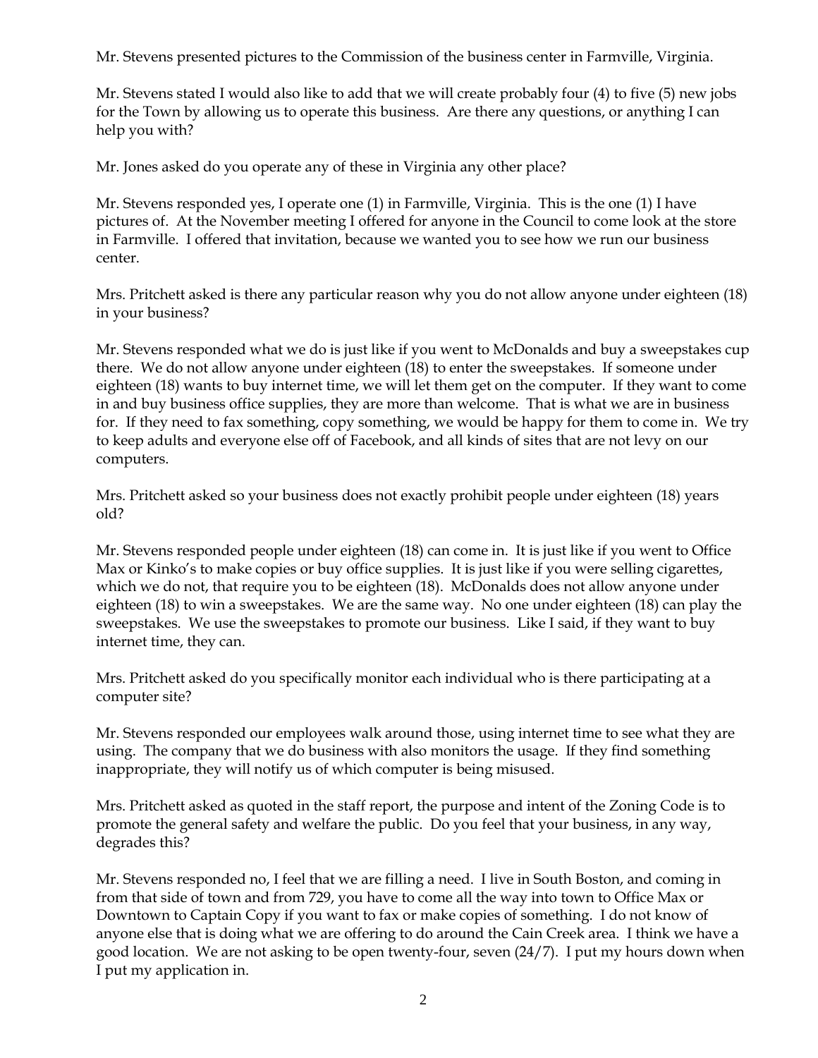Mr. Stevens presented pictures to the Commission of the business center in Farmville, Virginia.

Mr. Stevens stated I would also like to add that we will create probably four (4) to five (5) new jobs for the Town by allowing us to operate this business. Are there any questions, or anything I can help you with?

Mr. Jones asked do you operate any of these in Virginia any other place?

Mr. Stevens responded yes, I operate one (1) in Farmville, Virginia. This is the one (1) I have pictures of. At the November meeting I offered for anyone in the Council to come look at the store in Farmville. I offered that invitation, because we wanted you to see how we run our business center.

Mrs. Pritchett asked is there any particular reason why you do not allow anyone under eighteen (18) in your business?

Mr. Stevens responded what we do is just like if you went to McDonalds and buy a sweepstakes cup there. We do not allow anyone under eighteen (18) to enter the sweepstakes. If someone under eighteen (18) wants to buy internet time, we will let them get on the computer. If they want to come in and buy business office supplies, they are more than welcome. That is what we are in business for. If they need to fax something, copy something, we would be happy for them to come in. We try to keep adults and everyone else off of Facebook, and all kinds of sites that are not levy on our computers.

Mrs. Pritchett asked so your business does not exactly prohibit people under eighteen (18) years old?

Mr. Stevens responded people under eighteen (18) can come in. It is just like if you went to Office Max or Kinko's to make copies or buy office supplies. It is just like if you were selling cigarettes, which we do not, that require you to be eighteen (18). McDonalds does not allow anyone under eighteen (18) to win a sweepstakes. We are the same way. No one under eighteen (18) can play the sweepstakes. We use the sweepstakes to promote our business. Like I said, if they want to buy internet time, they can.

Mrs. Pritchett asked do you specifically monitor each individual who is there participating at a computer site?

Mr. Stevens responded our employees walk around those, using internet time to see what they are using. The company that we do business with also monitors the usage. If they find something inappropriate, they will notify us of which computer is being misused.

Mrs. Pritchett asked as quoted in the staff report, the purpose and intent of the Zoning Code is to promote the general safety and welfare the public. Do you feel that your business, in any way, degrades this?

Mr. Stevens responded no, I feel that we are filling a need. I live in South Boston, and coming in from that side of town and from 729, you have to come all the way into town to Office Max or Downtown to Captain Copy if you want to fax or make copies of something. I do not know of anyone else that is doing what we are offering to do around the Cain Creek area. I think we have a good location. We are not asking to be open twenty-four, seven (24/7). I put my hours down when I put my application in.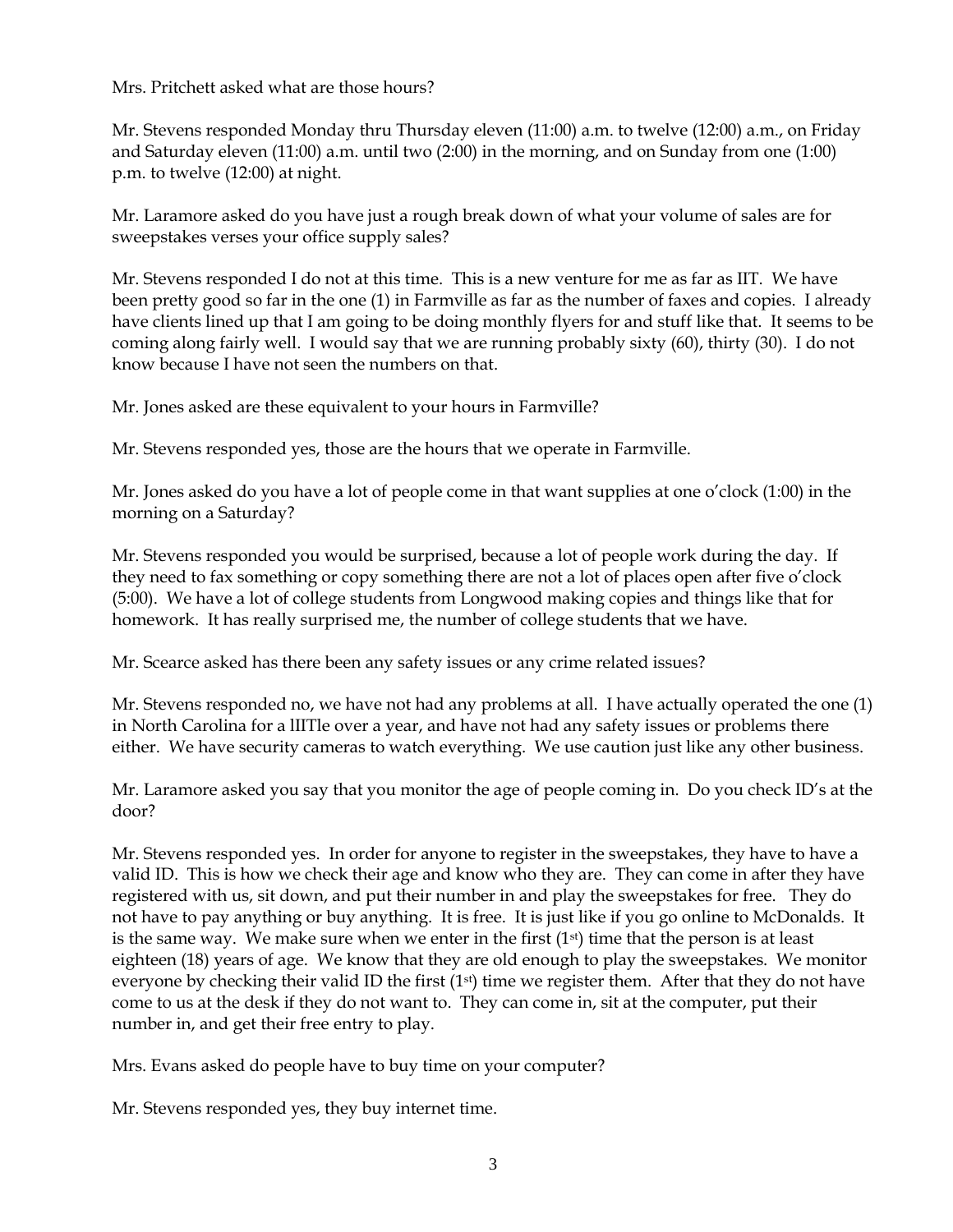Mrs. Pritchett asked what are those hours?

Mr. Stevens responded Monday thru Thursday eleven (11:00) a.m. to twelve (12:00) a.m., on Friday and Saturday eleven (11:00) a.m. until two (2:00) in the morning, and on Sunday from one (1:00) p.m. to twelve (12:00) at night.

Mr. Laramore asked do you have just a rough break down of what your volume of sales are for sweepstakes verses your office supply sales?

Mr. Stevens responded I do not at this time. This is a new venture for me as far as IIT. We have been pretty good so far in the one (1) in Farmville as far as the number of faxes and copies. I already have clients lined up that I am going to be doing monthly flyers for and stuff like that. It seems to be coming along fairly well. I would say that we are running probably sixty (60), thirty (30). I do not know because I have not seen the numbers on that.

Mr. Jones asked are these equivalent to your hours in Farmville?

Mr. Stevens responded yes, those are the hours that we operate in Farmville.

Mr. Jones asked do you have a lot of people come in that want supplies at one o'clock (1:00) in the morning on a Saturday?

Mr. Stevens responded you would be surprised, because a lot of people work during the day. If they need to fax something or copy something there are not a lot of places open after five o'clock (5:00). We have a lot of college students from Longwood making copies and things like that for homework. It has really surprised me, the number of college students that we have.

Mr. Scearce asked has there been any safety issues or any crime related issues?

Mr. Stevens responded no, we have not had any problems at all. I have actually operated the one (1) in North Carolina for a lIITle over a year, and have not had any safety issues or problems there either. We have security cameras to watch everything. We use caution just like any other business.

Mr. Laramore asked you say that you monitor the age of people coming in. Do you check ID's at the door?

Mr. Stevens responded yes. In order for anyone to register in the sweepstakes, they have to have a valid ID. This is how we check their age and know who they are. They can come in after they have registered with us, sit down, and put their number in and play the sweepstakes for free. They do not have to pay anything or buy anything. It is free. It is just like if you go online to McDonalds. It is the same way. We make sure when we enter in the first (1st) time that the person is at least eighteen (18) years of age. We know that they are old enough to play the sweepstakes. We monitor everyone by checking their valid ID the first (1st) time we register them. After that they do not have come to us at the desk if they do not want to. They can come in, sit at the computer, put their number in, and get their free entry to play.

Mrs. Evans asked do people have to buy time on your computer?

Mr. Stevens responded yes, they buy internet time.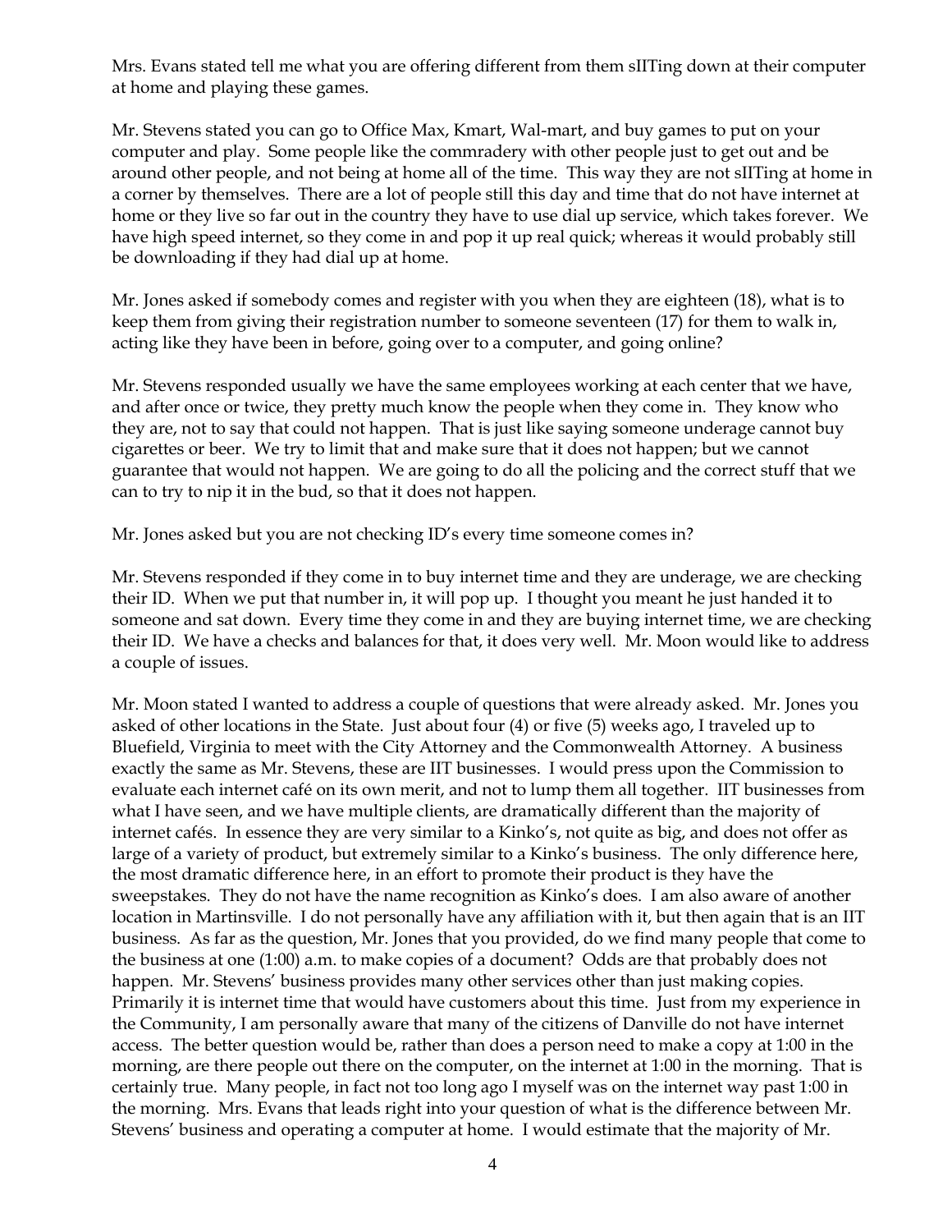Mrs. Evans stated tell me what you are offering different from them sIITing down at their computer at home and playing these games.

Mr. Stevens stated you can go to Office Max, Kmart, Wal-mart, and buy games to put on your computer and play. Some people like the commradery with other people just to get out and be around other people, and not being at home all of the time. This way they are not sIITing at home in a corner by themselves. There are a lot of people still this day and time that do not have internet at home or they live so far out in the country they have to use dial up service, which takes forever. We have high speed internet, so they come in and pop it up real quick; whereas it would probably still be downloading if they had dial up at home.

Mr. Jones asked if somebody comes and register with you when they are eighteen (18), what is to keep them from giving their registration number to someone seventeen (17) for them to walk in, acting like they have been in before, going over to a computer, and going online?

Mr. Stevens responded usually we have the same employees working at each center that we have, and after once or twice, they pretty much know the people when they come in. They know who they are, not to say that could not happen. That is just like saying someone underage cannot buy cigarettes or beer. We try to limit that and make sure that it does not happen; but we cannot guarantee that would not happen. We are going to do all the policing and the correct stuff that we can to try to nip it in the bud, so that it does not happen.

Mr. Jones asked but you are not checking ID's every time someone comes in?

Mr. Stevens responded if they come in to buy internet time and they are underage, we are checking their ID. When we put that number in, it will pop up. I thought you meant he just handed it to someone and sat down. Every time they come in and they are buying internet time, we are checking their ID. We have a checks and balances for that, it does very well. Mr. Moon would like to address a couple of issues.

Mr. Moon stated I wanted to address a couple of questions that were already asked. Mr. Jones you asked of other locations in the State. Just about four (4) or five (5) weeks ago, I traveled up to Bluefield, Virginia to meet with the City Attorney and the Commonwealth Attorney. A business exactly the same as Mr. Stevens, these are IIT businesses. I would press upon the Commission to evaluate each internet café on its own merit, and not to lump them all together. IIT businesses from what I have seen, and we have multiple clients, are dramatically different than the majority of internet cafés. In essence they are very similar to a Kinko's, not quite as big, and does not offer as large of a variety of product, but extremely similar to a Kinko's business. The only difference here, the most dramatic difference here, in an effort to promote their product is they have the sweepstakes. They do not have the name recognition as Kinko's does. I am also aware of another location in Martinsville. I do not personally have any affiliation with it, but then again that is an IIT business. As far as the question, Mr. Jones that you provided, do we find many people that come to the business at one (1:00) a.m. to make copies of a document? Odds are that probably does not happen. Mr. Stevens' business provides many other services other than just making copies. Primarily it is internet time that would have customers about this time. Just from my experience in the Community, I am personally aware that many of the citizens of Danville do not have internet access. The better question would be, rather than does a person need to make a copy at 1:00 in the morning, are there people out there on the computer, on the internet at 1:00 in the morning. That is certainly true. Many people, in fact not too long ago I myself was on the internet way past 1:00 in the morning. Mrs. Evans that leads right into your question of what is the difference between Mr. Stevens' business and operating a computer at home. I would estimate that the majority of Mr.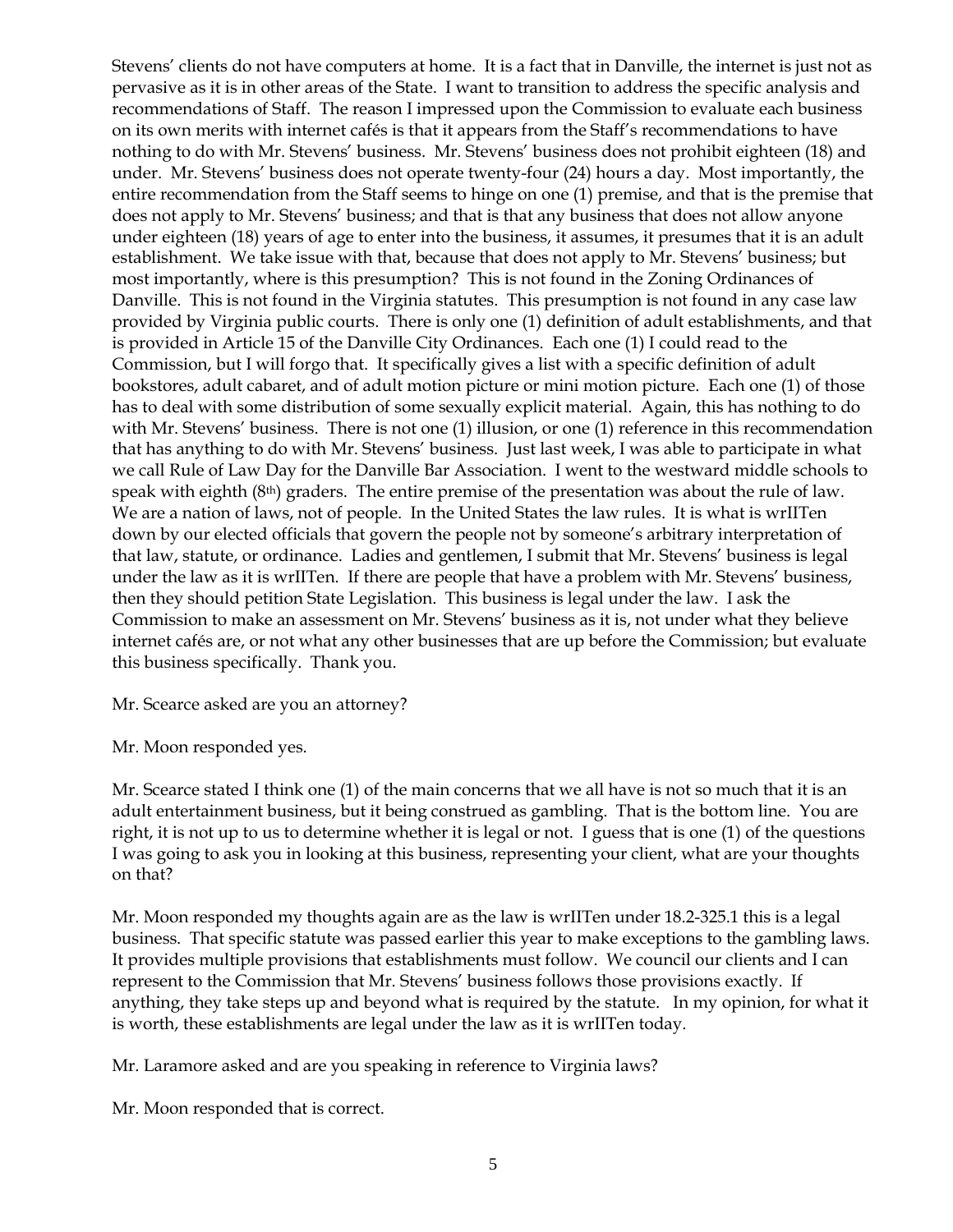Stevens' clients do not have computers at home. It is a fact that in Danville, the internet is just not as pervasive as it is in other areas of the State. I want to transition to address the specific analysis and recommendations of Staff. The reason I impressed upon the Commission to evaluate each business on its own merits with internet cafés is that it appears from the Staff's recommendations to have nothing to do with Mr. Stevens' business. Mr. Stevens' business does not prohibit eighteen (18) and under. Mr. Stevens' business does not operate twenty-four (24) hours a day. Most importantly, the entire recommendation from the Staff seems to hinge on one (1) premise, and that is the premise that does not apply to Mr. Stevens' business; and that is that any business that does not allow anyone under eighteen (18) years of age to enter into the business, it assumes, it presumes that it is an adult establishment. We take issue with that, because that does not apply to Mr. Stevens' business; but most importantly, where is this presumption? This is not found in the Zoning Ordinances of Danville. This is not found in the Virginia statutes. This presumption is not found in any case law provided by Virginia public courts. There is only one (1) definition of adult establishments, and that is provided in Article 15 of the Danville City Ordinances. Each one (1) I could read to the Commission, but I will forgo that. It specifically gives a list with a specific definition of adult bookstores, adult cabaret, and of adult motion picture or mini motion picture. Each one (1) of those has to deal with some distribution of some sexually explicit material. Again, this has nothing to do with Mr. Stevens' business. There is not one (1) illusion, or one (1) reference in this recommendation that has anything to do with Mr. Stevens' business. Just last week, I was able to participate in what we call Rule of Law Day for the Danville Bar Association. I went to the westward middle schools to speak with eighth (8th) graders. The entire premise of the presentation was about the rule of law. We are a nation of laws, not of people. In the United States the law rules. It is what is wrIITen down by our elected officials that govern the people not by someone's arbitrary interpretation of that law, statute, or ordinance. Ladies and gentlemen, I submit that Mr. Stevens' business is legal under the law as it is wrIITen. If there are people that have a problem with Mr. Stevens' business, then they should petition State Legislation. This business is legal under the law. I ask the Commission to make an assessment on Mr. Stevens' business as it is, not under what they believe internet cafés are, or not what any other businesses that are up before the Commission; but evaluate this business specifically. Thank you.

Mr. Scearce asked are you an attorney?

Mr. Moon responded yes.

Mr. Scearce stated I think one (1) of the main concerns that we all have is not so much that it is an adult entertainment business, but it being construed as gambling. That is the bottom line. You are right, it is not up to us to determine whether it is legal or not. I guess that is one (1) of the questions I was going to ask you in looking at this business, representing your client, what are your thoughts on that?

Mr. Moon responded my thoughts again are as the law is wrIITen under 18.2-325.1 this is a legal business. That specific statute was passed earlier this year to make exceptions to the gambling laws. It provides multiple provisions that establishments must follow. We council our clients and I can represent to the Commission that Mr. Stevens' business follows those provisions exactly. If anything, they take steps up and beyond what is required by the statute. In my opinion, for what it is worth, these establishments are legal under the law as it is wrIITen today.

Mr. Laramore asked and are you speaking in reference to Virginia laws?

Mr. Moon responded that is correct.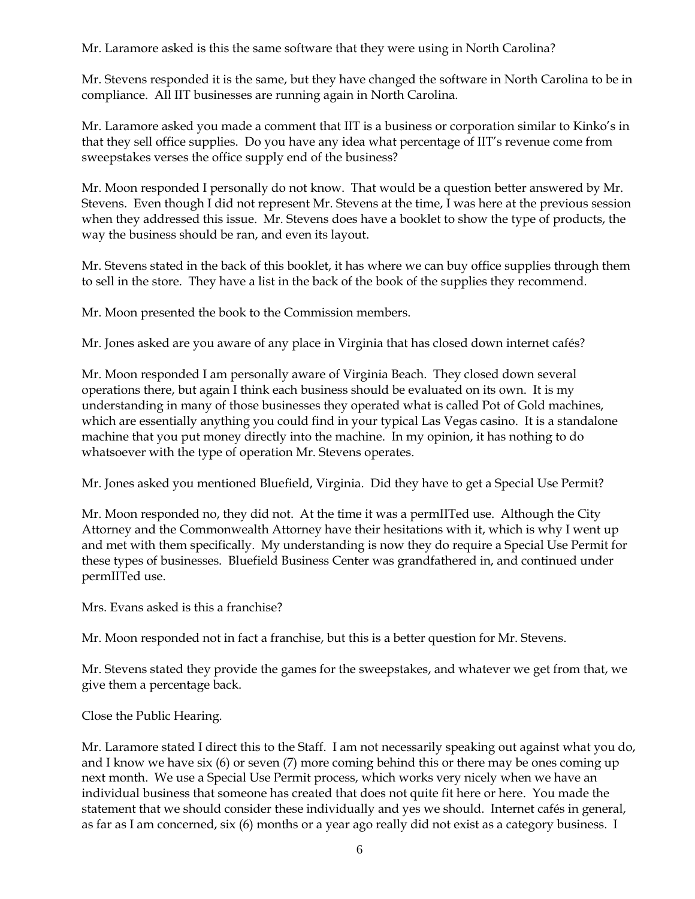Mr. Laramore asked is this the same software that they were using in North Carolina?

Mr. Stevens responded it is the same, but they have changed the software in North Carolina to be in compliance. All IIT businesses are running again in North Carolina.

Mr. Laramore asked you made a comment that IIT is a business or corporation similar to Kinko's in that they sell office supplies. Do you have any idea what percentage of IIT's revenue come from sweepstakes verses the office supply end of the business?

Mr. Moon responded I personally do not know. That would be a question better answered by Mr. Stevens. Even though I did not represent Mr. Stevens at the time, I was here at the previous session when they addressed this issue. Mr. Stevens does have a booklet to show the type of products, the way the business should be ran, and even its layout.

Mr. Stevens stated in the back of this booklet, it has where we can buy office supplies through them to sell in the store. They have a list in the back of the book of the supplies they recommend.

Mr. Moon presented the book to the Commission members.

Mr. Jones asked are you aware of any place in Virginia that has closed down internet cafés?

Mr. Moon responded I am personally aware of Virginia Beach. They closed down several operations there, but again I think each business should be evaluated on its own. It is my understanding in many of those businesses they operated what is called Pot of Gold machines, which are essentially anything you could find in your typical Las Vegas casino. It is a standalone machine that you put money directly into the machine. In my opinion, it has nothing to do whatsoever with the type of operation Mr. Stevens operates.

Mr. Jones asked you mentioned Bluefield, Virginia. Did they have to get a Special Use Permit?

Mr. Moon responded no, they did not. At the time it was a permIITed use. Although the City Attorney and the Commonwealth Attorney have their hesitations with it, which is why I went up and met with them specifically. My understanding is now they do require a Special Use Permit for these types of businesses. Bluefield Business Center was grandfathered in, and continued under permIITed use.

Mrs. Evans asked is this a franchise?

Mr. Moon responded not in fact a franchise, but this is a better question for Mr. Stevens.

Mr. Stevens stated they provide the games for the sweepstakes, and whatever we get from that, we give them a percentage back.

Close the Public Hearing.

Mr. Laramore stated I direct this to the Staff. I am not necessarily speaking out against what you do, and I know we have six (6) or seven (7) more coming behind this or there may be ones coming up next month. We use a Special Use Permit process, which works very nicely when we have an individual business that someone has created that does not quite fit here or here. You made the statement that we should consider these individually and yes we should. Internet cafés in general, as far as I am concerned, six (6) months or a year ago really did not exist as a category business. I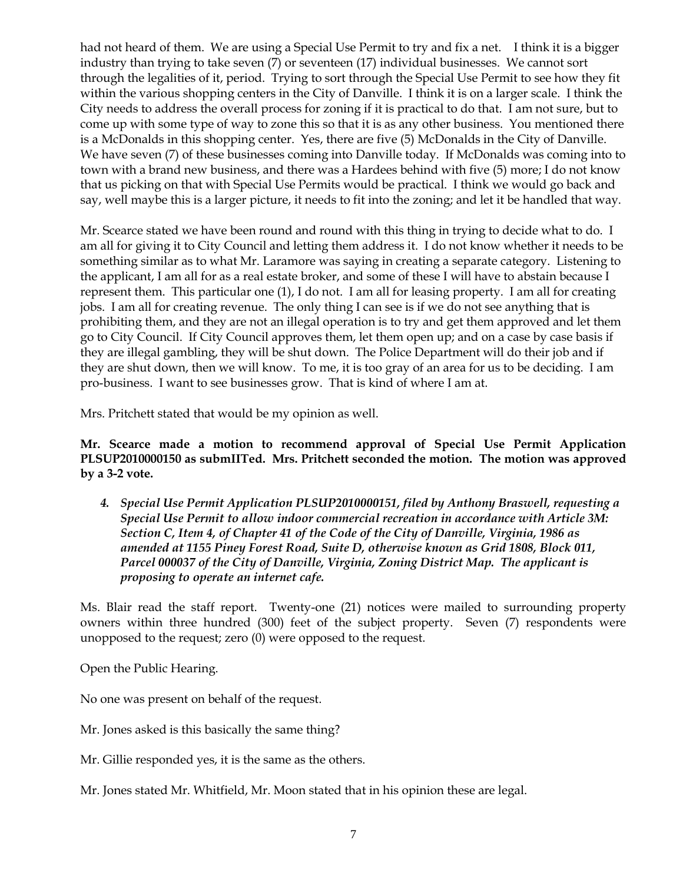had not heard of them. We are using a Special Use Permit to try and fix a net. I think it is a bigger industry than trying to take seven (7) or seventeen (17) individual businesses. We cannot sort through the legalities of it, period. Trying to sort through the Special Use Permit to see how they fit within the various shopping centers in the City of Danville. I think it is on a larger scale. I think the City needs to address the overall process for zoning if it is practical to do that. I am not sure, but to come up with some type of way to zone this so that it is as any other business. You mentioned there is a McDonalds in this shopping center. Yes, there are five (5) McDonalds in the City of Danville. We have seven (7) of these businesses coming into Danville today. If McDonalds was coming into to town with a brand new business, and there was a Hardees behind with five (5) more; I do not know that us picking on that with Special Use Permits would be practical. I think we would go back and say, well maybe this is a larger picture, it needs to fit into the zoning; and let it be handled that way.

Mr. Scearce stated we have been round and round with this thing in trying to decide what to do. I am all for giving it to City Council and letting them address it. I do not know whether it needs to be something similar as to what Mr. Laramore was saying in creating a separate category. Listening to the applicant, I am all for as a real estate broker, and some of these I will have to abstain because I represent them. This particular one (1), I do not. I am all for leasing property. I am all for creating jobs. I am all for creating revenue. The only thing I can see is if we do not see anything that is prohibiting them, and they are not an illegal operation is to try and get them approved and let them go to City Council. If City Council approves them, let them open up; and on a case by case basis if they are illegal gambling, they will be shut down. The Police Department will do their job and if they are shut down, then we will know. To me, it is too gray of an area for us to be deciding. I am pro-business. I want to see businesses grow. That is kind of where I am at.

Mrs. Pritchett stated that would be my opinion as well.

**Mr. Scearce made a motion to recommend approval of Special Use Permit Application PLSUP2010000150 as submIITed. Mrs. Pritchett seconded the motion. The motion was approved by a 3-2 vote.**

4. ***Special Use Permit Application PLSUP2010000151, filed by Anthony Braswell, requesting a Special Use Permit to allow indoor commercial recreation in accordance with Article 3M: Section C, Item 4, of Chapter 41 of the Code of the City of Danville, Virginia, 1986 as amended at 1155 Piney Forest Road, Suite D, otherwise known as Grid 1808, Block 011, Parcel 000037 of the City of Danville, Virginia, Zoning District Map. The applicant is proposing to operate an internet cafe.***

Ms. Blair read the staff report. Twenty-one (21) notices were mailed to surrounding property owners within three hundred (300) feet of the subject property. Seven (7) respondents were unopposed to the request; zero (0) were opposed to the request.

Open the Public Hearing.

No one was present on behalf of the request.

Mr. Jones asked is this basically the same thing?

Mr. Gillie responded yes, it is the same as the others.

Mr. Jones stated Mr. Whitfield, Mr. Moon stated that in his opinion these are legal.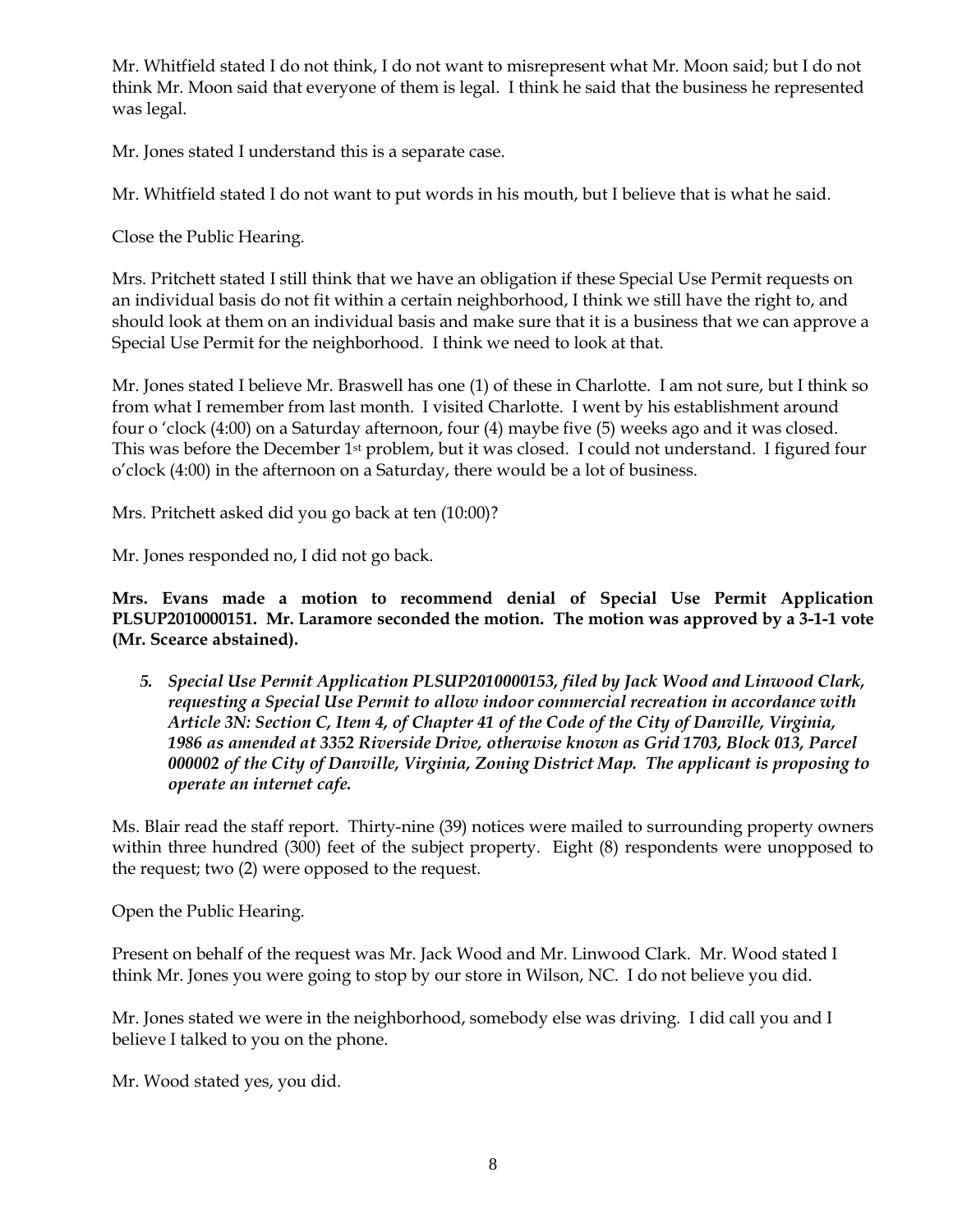Mr. Whitfield stated I do not think, I do not want to misrepresent what Mr. Moon said; but I do not think Mr. Moon said that everyone of them is legal. I think he said that the business he represented was legal.

Mr. Jones stated I understand this is a separate case.

Mr. Whitfield stated I do not want to put words in his mouth, but I believe that is what he said.

Close the Public Hearing.

Mrs. Pritchett stated I still think that we have an obligation if these Special Use Permit requests on an individual basis do not fit within a certain neighborhood, I think we still have the right to, and should look at them on an individual basis and make sure that it is a business that we can approve a Special Use Permit for the neighborhood. I think we need to look at that.

Mr. Jones stated I believe Mr. Braswell has one (1) of these in Charlotte. I am not sure, but I think so from what I remember from last month. I visited Charlotte. I went by his establishment around four o 'clock (4:00) on a Saturday afternoon, four (4) maybe five (5) weeks ago and it was closed. This was before the December 1st problem, but it was closed. I could not understand. I figured four o'clock (4:00) in the afternoon on a Saturday, there would be a lot of business.

Mrs. Pritchett asked did you go back at ten (10:00)?

Mr. Jones responded no, I did not go back.

**Mrs. Evans made a motion to recommend denial of Special Use Permit Application PLSUP2010000151. Mr. Laramore seconded the motion. The motion was approved by a 3-1-1 vote (Mr. Scearce abstained).**

5. ***Special Use Permit Application PLSUP2010000153, filed by Jack Wood and Linwood Clark, requesting a Special Use Permit to allow indoor commercial recreation in accordance with Article 3N: Section C, Item 4, of Chapter 41 of the Code of the City of Danville, Virginia, 1986 as amended at 3352 Riverside Drive, otherwise known as Grid 1703, Block 013, Parcel 000002 of the City of Danville, Virginia, Zoning District Map. The applicant is proposing to operate an internet cafe.***

Ms. Blair read the staff report. Thirty-nine (39) notices were mailed to surrounding property owners within three hundred (300) feet of the subject property. Eight (8) respondents were unopposed to the request; two (2) were opposed to the request.

Open the Public Hearing.

Present on behalf of the request was Mr. Jack Wood and Mr. Linwood Clark. Mr. Wood stated I think Mr. Jones you were going to stop by our store in Wilson, NC. I do not believe you did.

Mr. Jones stated we were in the neighborhood, somebody else was driving. I did call you and I believe I talked to you on the phone.

Mr. Wood stated yes, you did.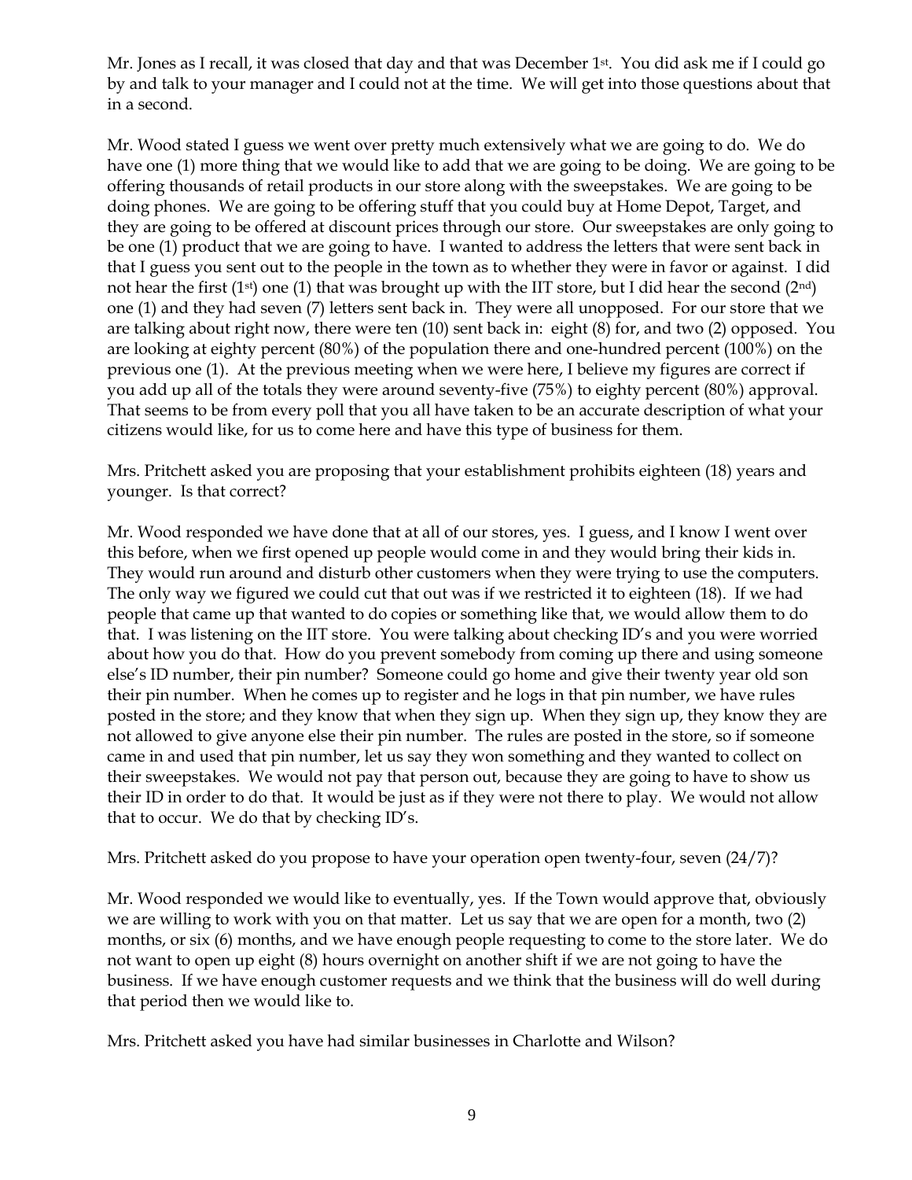Mr. Jones as I recall, it was closed that day and that was December 1st. You did ask me if I could go by and talk to your manager and I could not at the time. We will get into those questions about that in a second.

Mr. Wood stated I guess we went over pretty much extensively what we are going to do. We do have one (1) more thing that we would like to add that we are going to be doing. We are going to be offering thousands of retail products in our store along with the sweepstakes. We are going to be doing phones. We are going to be offering stuff that you could buy at Home Depot, Target, and they are going to be offered at discount prices through our store. Our sweepstakes are only going to be one (1) product that we are going to have. I wanted to address the letters that were sent back in that I guess you sent out to the people in the town as to whether they were in favor or against. I did not hear the first (1st) one (1) that was brought up with the IIT store, but I did hear the second (2nd) one (1) and they had seven (7) letters sent back in. They were all unopposed. For our store that we are talking about right now, there were ten (10) sent back in: eight (8) for, and two (2) opposed. You are looking at eighty percent (80%) of the population there and one-hundred percent (100%) on the previous one (1). At the previous meeting when we were here, I believe my figures are correct if you add up all of the totals they were around seventy-five (75%) to eighty percent (80%) approval. That seems to be from every poll that you all have taken to be an accurate description of what your citizens would like, for us to come here and have this type of business for them.

Mrs. Pritchett asked you are proposing that your establishment prohibits eighteen (18) years and younger. Is that correct?

Mr. Wood responded we have done that at all of our stores, yes. I guess, and I know I went over this before, when we first opened up people would come in and they would bring their kids in. They would run around and disturb other customers when they were trying to use the computers. The only way we figured we could cut that out was if we restricted it to eighteen (18). If we had people that came up that wanted to do copies or something like that, we would allow them to do that. I was listening on the IIT store. You were talking about checking ID's and you were worried about how you do that. How do you prevent somebody from coming up there and using someone else's ID number, their pin number? Someone could go home and give their twenty year old son their pin number. When he comes up to register and he logs in that pin number, we have rules posted in the store; and they know that when they sign up. When they sign up, they know they are not allowed to give anyone else their pin number. The rules are posted in the store, so if someone came in and used that pin number, let us say they won something and they wanted to collect on their sweepstakes. We would not pay that person out, because they are going to have to show us their ID in order to do that. It would be just as if they were not there to play. We would not allow that to occur. We do that by checking ID's.

Mrs. Pritchett asked do you propose to have your operation open twenty-four, seven (24/7)?

Mr. Wood responded we would like to eventually, yes. If the Town would approve that, obviously we are willing to work with you on that matter. Let us say that we are open for a month, two (2) months, or six (6) months, and we have enough people requesting to come to the store later. We do not want to open up eight (8) hours overnight on another shift if we are not going to have the business. If we have enough customer requests and we think that the business will do well during that period then we would like to.

Mrs. Pritchett asked you have had similar businesses in Charlotte and Wilson?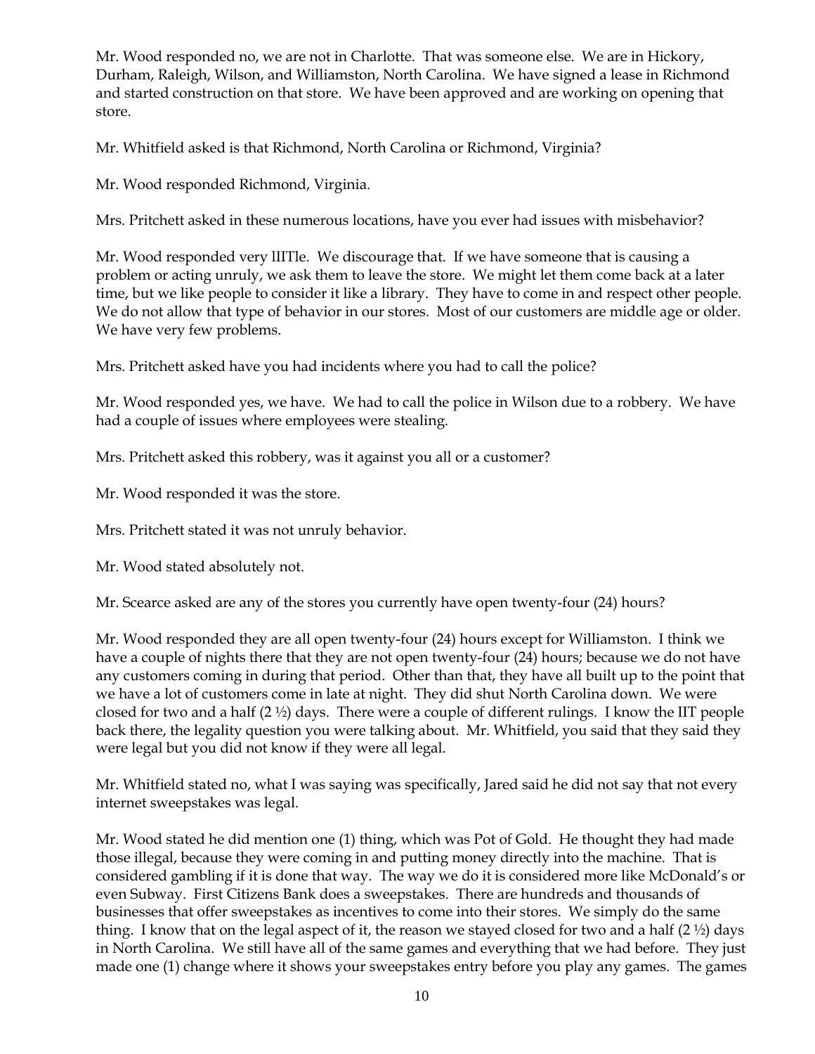Mr. Wood responded no, we are not in Charlotte. That was someone else. We are in Hickory, Durham, Raleigh, Wilson, and Williamston, North Carolina. We have signed a lease in Richmond and started construction on that store. We have been approved and are working on opening that store.

Mr. Whitfield asked is that Richmond, North Carolina or Richmond, Virginia?

Mr. Wood responded Richmond, Virginia.

Mrs. Pritchett asked in these numerous locations, have you ever had issues with misbehavior?

Mr. Wood responded very lIITle. We discourage that. If we have someone that is causing a problem or acting unruly, we ask them to leave the store. We might let them come back at a later time, but we like people to consider it like a library. They have to come in and respect other people. We do not allow that type of behavior in our stores. Most of our customers are middle age or older. We have very few problems.

Mrs. Pritchett asked have you had incidents where you had to call the police?

Mr. Wood responded yes, we have. We had to call the police in Wilson due to a robbery. We have had a couple of issues where employees were stealing.

Mrs. Pritchett asked this robbery, was it against you all or a customer?

Mr. Wood responded it was the store.

Mrs. Pritchett stated it was not unruly behavior.

Mr. Wood stated absolutely not.

Mr. Scearce asked are any of the stores you currently have open twenty-four (24) hours?

Mr. Wood responded they are all open twenty-four (24) hours except for Williamston. I think we have a couple of nights there that they are not open twenty-four (24) hours; because we do not have any customers coming in during that period. Other than that, they have all built up to the point that we have a lot of customers come in late at night. They did shut North Carolina down. We were closed for two and a half (2 ½) days. There were a couple of different rulings. I know the IIT people back there, the legality question you were talking about. Mr. Whitfield, you said that they said they were legal but you did not know if they were all legal.

Mr. Whitfield stated no, what I was saying was specifically, Jared said he did not say that not every internet sweepstakes was legal.

Mr. Wood stated he did mention one (1) thing, which was Pot of Gold. He thought they had made those illegal, because they were coming in and putting money directly into the machine. That is considered gambling if it is done that way. The way we do it is considered more like McDonald's or even Subway. First Citizens Bank does a sweepstakes. There are hundreds and thousands of businesses that offer sweepstakes as incentives to come into their stores. We simply do the same thing. I know that on the legal aspect of it, the reason we stayed closed for two and a half (2 ½) days in North Carolina. We still have all of the same games and everything that we had before. They just made one (1) change where it shows your sweepstakes entry before you play any games. The games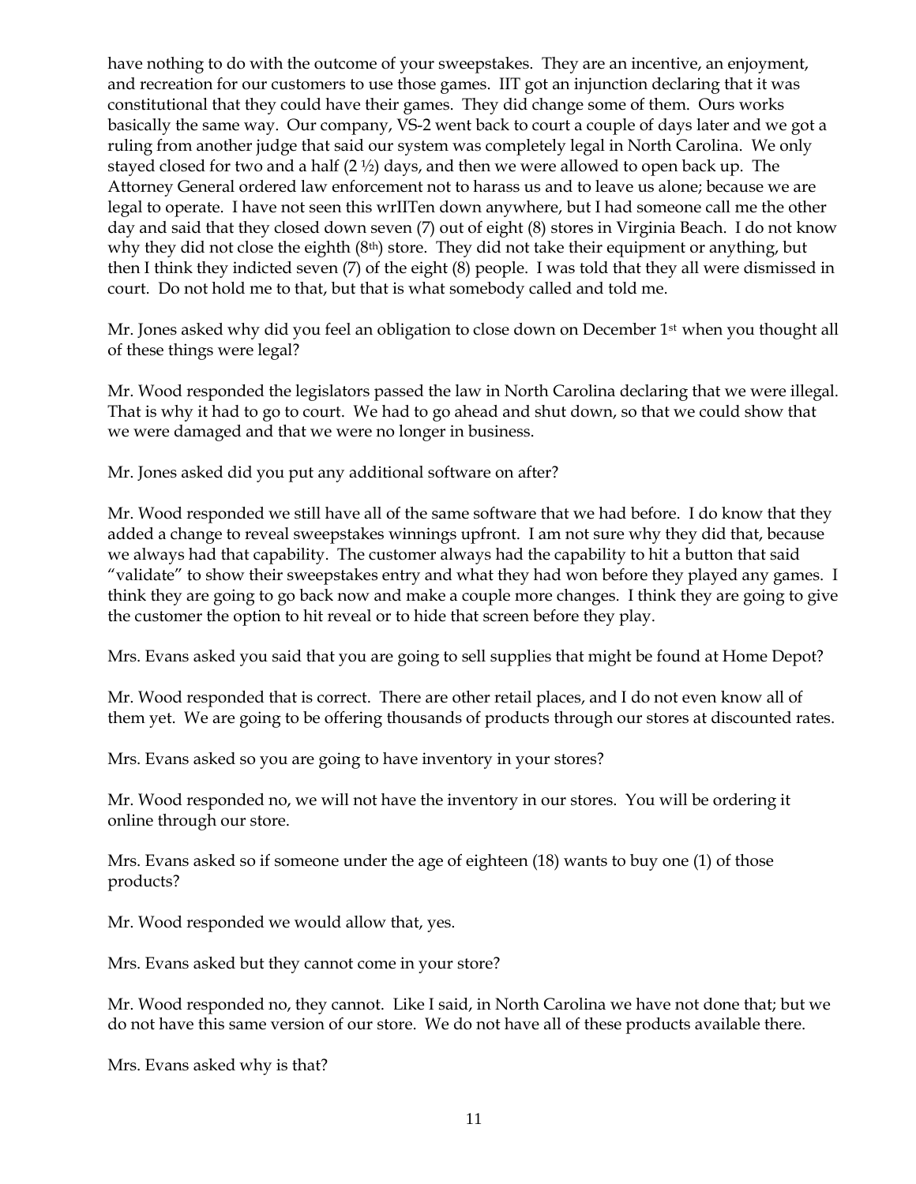have nothing to do with the outcome of your sweepstakes. They are an incentive, an enjoyment, and recreation for our customers to use those games. IIT got an injunction declaring that it was constitutional that they could have their games. They did change some of them. Ours works basically the same way. Our company, VS-2 went back to court a couple of days later and we got a ruling from another judge that said our system was completely legal in North Carolina. We only stayed closed for two and a half (2 ½) days, and then we were allowed to open back up. The Attorney General ordered law enforcement not to harass us and to leave us alone; because we are legal to operate. I have not seen this wrIITen down anywhere, but I had someone call me the other day and said that they closed down seven (7) out of eight (8) stores in Virginia Beach. I do not know why they did not close the eighth (8th) store. They did not take their equipment or anything, but then I think they indicted seven (7) of the eight (8) people. I was told that they all were dismissed in court. Do not hold me to that, but that is what somebody called and told me.

Mr. Jones asked why did you feel an obligation to close down on December 1st when you thought all of these things were legal?

Mr. Wood responded the legislators passed the law in North Carolina declaring that we were illegal. That is why it had to go to court. We had to go ahead and shut down, so that we could show that we were damaged and that we were no longer in business.

Mr. Jones asked did you put any additional software on after?

Mr. Wood responded we still have all of the same software that we had before. I do know that they added a change to reveal sweepstakes winnings upfront. I am not sure why they did that, because we always had that capability. The customer always had the capability to hit a button that said "validate" to show their sweepstakes entry and what they had won before they played any games. I think they are going to go back now and make a couple more changes. I think they are going to give the customer the option to hit reveal or to hide that screen before they play.

Mrs. Evans asked you said that you are going to sell supplies that might be found at Home Depot?

Mr. Wood responded that is correct. There are other retail places, and I do not even know all of them yet. We are going to be offering thousands of products through our stores at discounted rates.

Mrs. Evans asked so you are going to have inventory in your stores?

Mr. Wood responded no, we will not have the inventory in our stores. You will be ordering it online through our store.

Mrs. Evans asked so if someone under the age of eighteen (18) wants to buy one (1) of those products?

Mr. Wood responded we would allow that, yes.

Mrs. Evans asked but they cannot come in your store?

Mr. Wood responded no, they cannot. Like I said, in North Carolina we have not done that; but we do not have this same version of our store. We do not have all of these products available there.

Mrs. Evans asked why is that?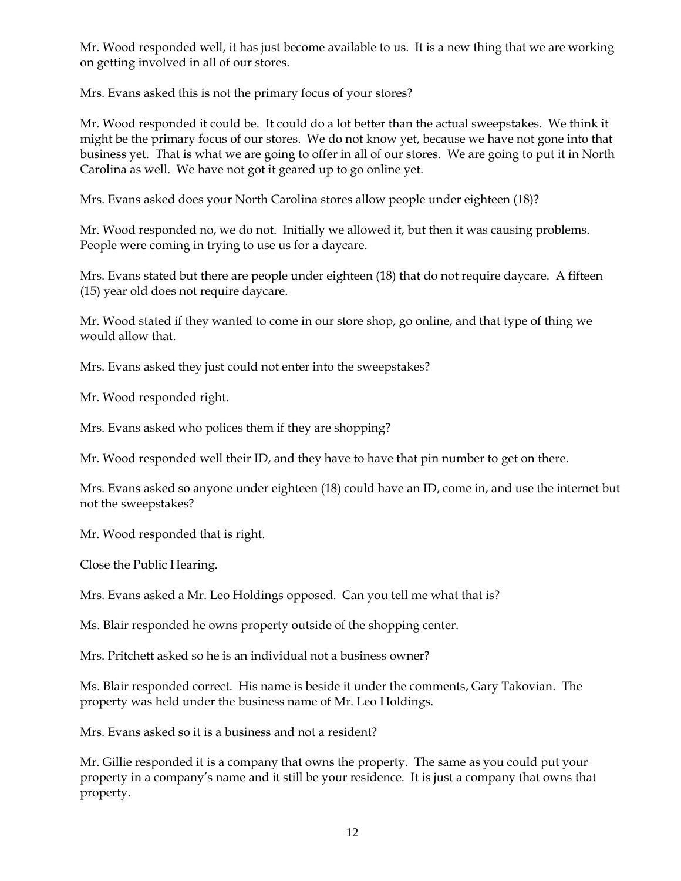Mr. Wood responded well, it has just become available to us. It is a new thing that we are working on getting involved in all of our stores.

Mrs. Evans asked this is not the primary focus of your stores?

Mr. Wood responded it could be. It could do a lot better than the actual sweepstakes. We think it might be the primary focus of our stores. We do not know yet, because we have not gone into that business yet. That is what we are going to offer in all of our stores. We are going to put it in North Carolina as well. We have not got it geared up to go online yet.

Mrs. Evans asked does your North Carolina stores allow people under eighteen (18)?

Mr. Wood responded no, we do not. Initially we allowed it, but then it was causing problems. People were coming in trying to use us for a daycare.

Mrs. Evans stated but there are people under eighteen (18) that do not require daycare. A fifteen (15) year old does not require daycare.

Mr. Wood stated if they wanted to come in our store shop, go online, and that type of thing we would allow that.

Mrs. Evans asked they just could not enter into the sweepstakes?

Mr. Wood responded right.

Mrs. Evans asked who polices them if they are shopping?

Mr. Wood responded well their ID, and they have to have that pin number to get on there.

Mrs. Evans asked so anyone under eighteen (18) could have an ID, come in, and use the internet but not the sweepstakes?

Mr. Wood responded that is right.

Close the Public Hearing.

Mrs. Evans asked a Mr. Leo Holdings opposed. Can you tell me what that is?

Ms. Blair responded he owns property outside of the shopping center.

Mrs. Pritchett asked so he is an individual not a business owner?

Ms. Blair responded correct. His name is beside it under the comments, Gary Takovian. The property was held under the business name of Mr. Leo Holdings.

Mrs. Evans asked so it is a business and not a resident?

Mr. Gillie responded it is a company that owns the property. The same as you could put your property in a company's name and it still be your residence. It is just a company that owns that property.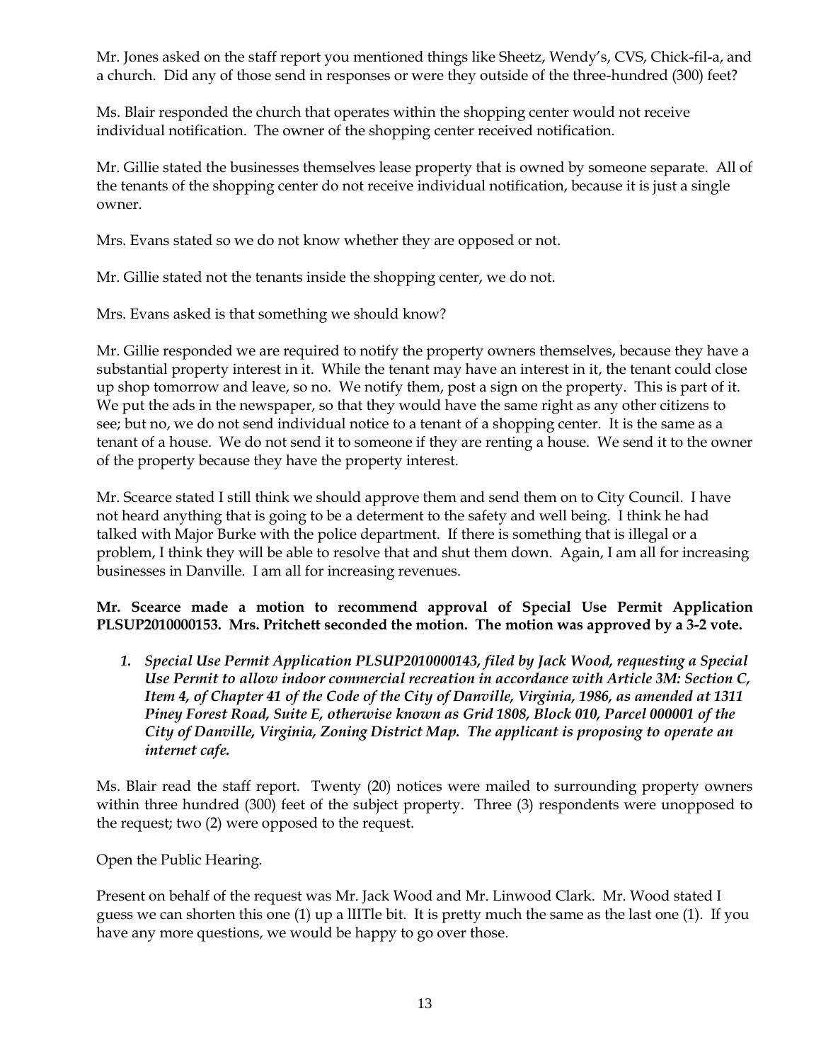Mr. Jones asked on the staff report you mentioned things like Sheetz, Wendy's, CVS, Chick-fil-a, and a church. Did any of those send in responses or were they outside of the three-hundred (300) feet?

Ms. Blair responded the church that operates within the shopping center would not receive individual notification. The owner of the shopping center received notification.

Mr. Gillie stated the businesses themselves lease property that is owned by someone separate. All of the tenants of the shopping center do not receive individual notification, because it is just a single owner.

Mrs. Evans stated so we do not know whether they are opposed or not.

Mr. Gillie stated not the tenants inside the shopping center, we do not.

Mrs. Evans asked is that something we should know?

Mr. Gillie responded we are required to notify the property owners themselves, because they have a substantial property interest in it. While the tenant may have an interest in it, the tenant could close up shop tomorrow and leave, so no. We notify them, post a sign on the property. This is part of it. We put the ads in the newspaper, so that they would have the same right as any other citizens to see; but no, we do not send individual notice to a tenant of a shopping center. It is the same as a tenant of a house. We do not send it to someone if they are renting a house. We send it to the owner of the property because they have the property interest.

Mr. Scearce stated I still think we should approve them and send them on to City Council. I have not heard anything that is going to be a determent to the safety and well being. I think he had talked with Major Burke with the police department. If there is something that is illegal or a problem, I think they will be able to resolve that and shut them down. Again, I am all for increasing businesses in Danville. I am all for increasing revenues.

**Mr. Scearce made a motion to recommend approval of Special Use Permit Application PLSUP2010000153. Mrs. Pritchett seconded the motion. The motion was approved by a 3-2 vote.**

1. ***Special Use Permit Application PLSUP2010000143, filed by Jack Wood, requesting a Special Use Permit to allow indoor commercial recreation in accordance with Article 3M: Section C, Item 4, of Chapter 41 of the Code of the City of Danville, Virginia, 1986, as amended at 1311 Piney Forest Road, Suite E, otherwise known as Grid 1808, Block 010, Parcel 000001 of the City of Danville, Virginia, Zoning District Map. The applicant is proposing to operate an internet cafe.***

Ms. Blair read the staff report. Twenty (20) notices were mailed to surrounding property owners within three hundred (300) feet of the subject property. Three (3) respondents were unopposed to the request; two (2) were opposed to the request.

Open the Public Hearing.

Present on behalf of the request was Mr. Jack Wood and Mr. Linwood Clark. Mr. Wood stated I guess we can shorten this one (1) up a lIITle bit. It is pretty much the same as the last one (1). If you have any more questions, we would be happy to go over those.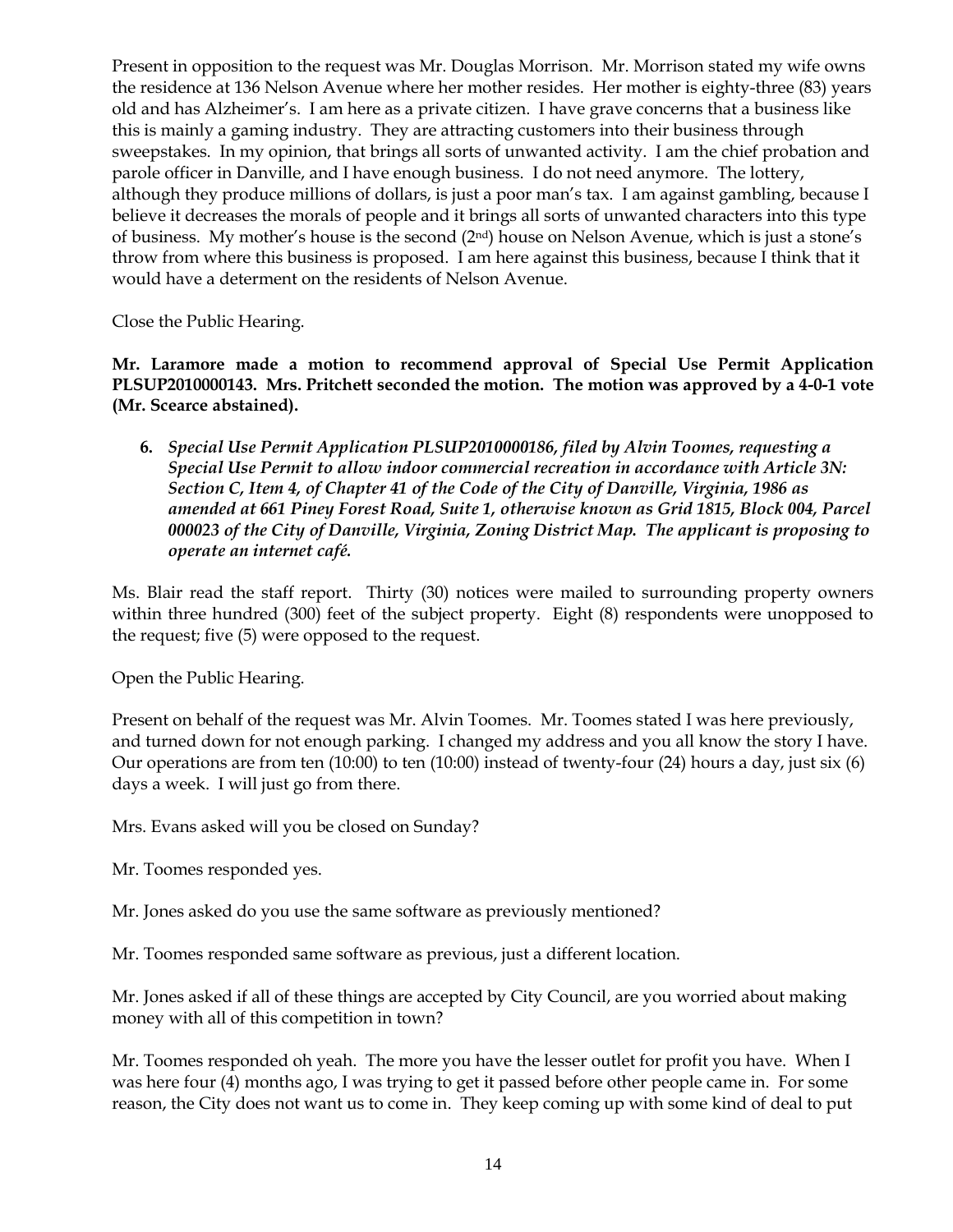Present in opposition to the request was Mr. Douglas Morrison. Mr. Morrison stated my wife owns the residence at 136 Nelson Avenue where her mother resides. Her mother is eighty-three (83) years old and has Alzheimer's. I am here as a private citizen. I have grave concerns that a business like this is mainly a gaming industry. They are attracting customers into their business through sweepstakes. In my opinion, that brings all sorts of unwanted activity. I am the chief probation and parole officer in Danville, and I have enough business. I do not need anymore. The lottery, although they produce millions of dollars, is just a poor man's tax. I am against gambling, because I believe it decreases the morals of people and it brings all sorts of unwanted characters into this type of business. My mother's house is the second (2nd) house on Nelson Avenue, which is just a stone's throw from where this business is proposed. I am here against this business, because I think that it would have a determent on the residents of Nelson Avenue.

Close the Public Hearing.

**Mr. Laramore made a motion to recommend approval of Special Use Permit Application PLSUP2010000143. Mrs. Pritchett seconded the motion. The motion was approved by a 4-0-1 vote (Mr. Scearce abstained).**

6. ***Special Use Permit Application PLSUP2010000186, filed by Alvin Toomes, requesting a Special Use Permit to allow indoor commercial recreation in accordance with Article 3N: Section C, Item 4, of Chapter 41 of the Code of the City of Danville, Virginia, 1986 as amended at 661 Piney Forest Road, Suite 1, otherwise known as Grid 1815, Block 004, Parcel 000023 of the City of Danville, Virginia, Zoning District Map. The applicant is proposing to operate an internet café.***

Ms. Blair read the staff report. Thirty (30) notices were mailed to surrounding property owners within three hundred (300) feet of the subject property. Eight (8) respondents were unopposed to the request; five (5) were opposed to the request.

Open the Public Hearing.

Present on behalf of the request was Mr. Alvin Toomes. Mr. Toomes stated I was here previously, and turned down for not enough parking. I changed my address and you all know the story I have. Our operations are from ten (10:00) to ten (10:00) instead of twenty-four (24) hours a day, just six (6) days a week. I will just go from there.

Mrs. Evans asked will you be closed on Sunday?

Mr. Toomes responded yes.

Mr. Jones asked do you use the same software as previously mentioned?

Mr. Toomes responded same software as previous, just a different location.

Mr. Jones asked if all of these things are accepted by City Council, are you worried about making money with all of this competition in town?

Mr. Toomes responded oh yeah. The more you have the lesser outlet for profit you have. When I was here four (4) months ago, I was trying to get it passed before other people came in. For some reason, the City does not want us to come in. They keep coming up with some kind of deal to put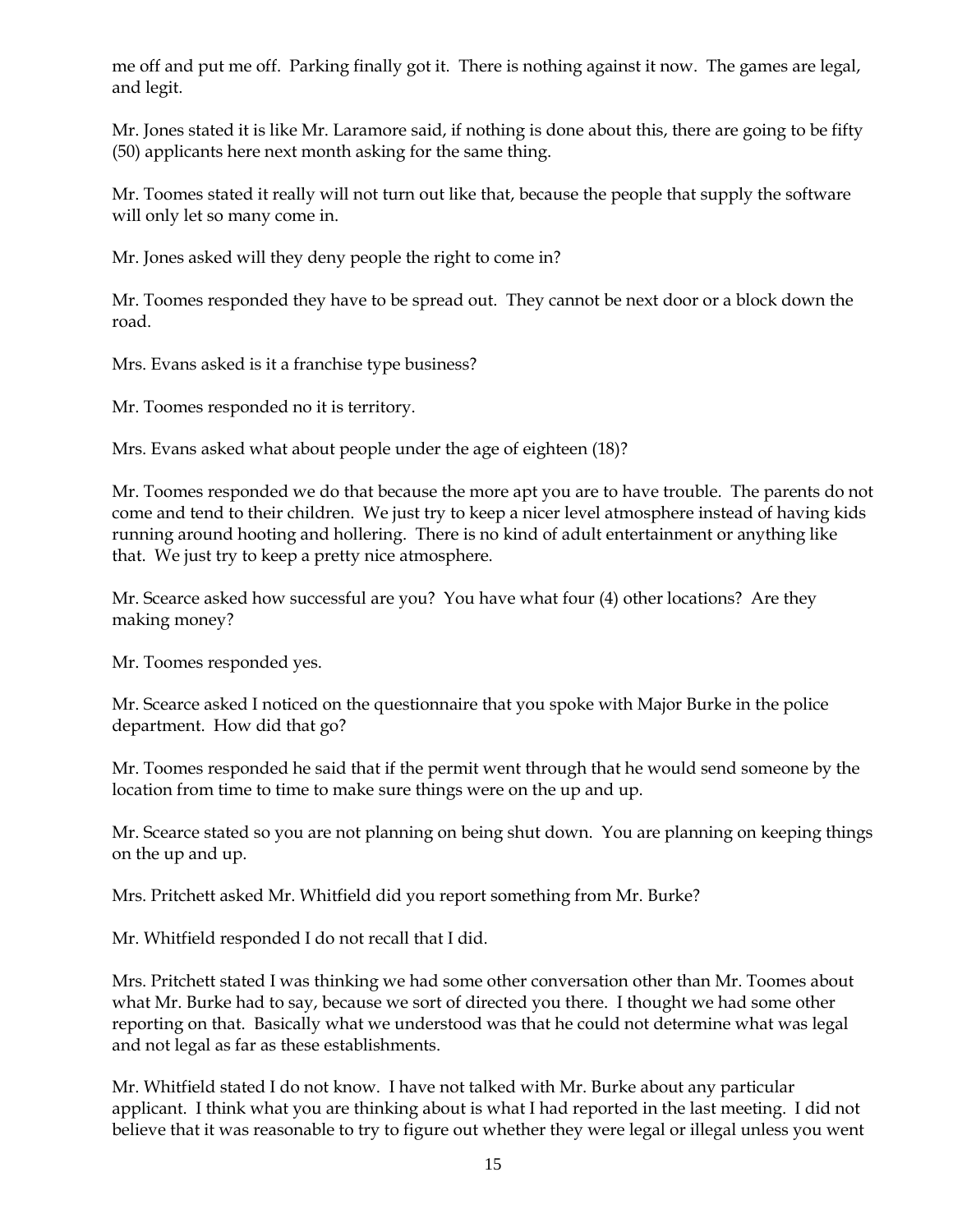me off and put me off. Parking finally got it. There is nothing against it now. The games are legal, and legit.

Mr. Jones stated it is like Mr. Laramore said, if nothing is done about this, there are going to be fifty (50) applicants here next month asking for the same thing.

Mr. Toomes stated it really will not turn out like that, because the people that supply the software will only let so many come in.

Mr. Jones asked will they deny people the right to come in?

Mr. Toomes responded they have to be spread out. They cannot be next door or a block down the road.

Mrs. Evans asked is it a franchise type business?

Mr. Toomes responded no it is territory.

Mrs. Evans asked what about people under the age of eighteen (18)?

Mr. Toomes responded we do that because the more apt you are to have trouble. The parents do not come and tend to their children. We just try to keep a nicer level atmosphere instead of having kids running around hooting and hollering. There is no kind of adult entertainment or anything like that. We just try to keep a pretty nice atmosphere.

Mr. Scearce asked how successful are you? You have what four (4) other locations? Are they making money?

Mr. Toomes responded yes.

Mr. Scearce asked I noticed on the questionnaire that you spoke with Major Burke in the police department. How did that go?

Mr. Toomes responded he said that if the permit went through that he would send someone by the location from time to time to make sure things were on the up and up.

Mr. Scearce stated so you are not planning on being shut down. You are planning on keeping things on the up and up.

Mrs. Pritchett asked Mr. Whitfield did you report something from Mr. Burke?

Mr. Whitfield responded I do not recall that I did.

Mrs. Pritchett stated I was thinking we had some other conversation other than Mr. Toomes about what Mr. Burke had to say, because we sort of directed you there. I thought we had some other reporting on that. Basically what we understood was that he could not determine what was legal and not legal as far as these establishments.

Mr. Whitfield stated I do not know. I have not talked with Mr. Burke about any particular applicant. I think what you are thinking about is what I had reported in the last meeting. I did not believe that it was reasonable to try to figure out whether they were legal or illegal unless you went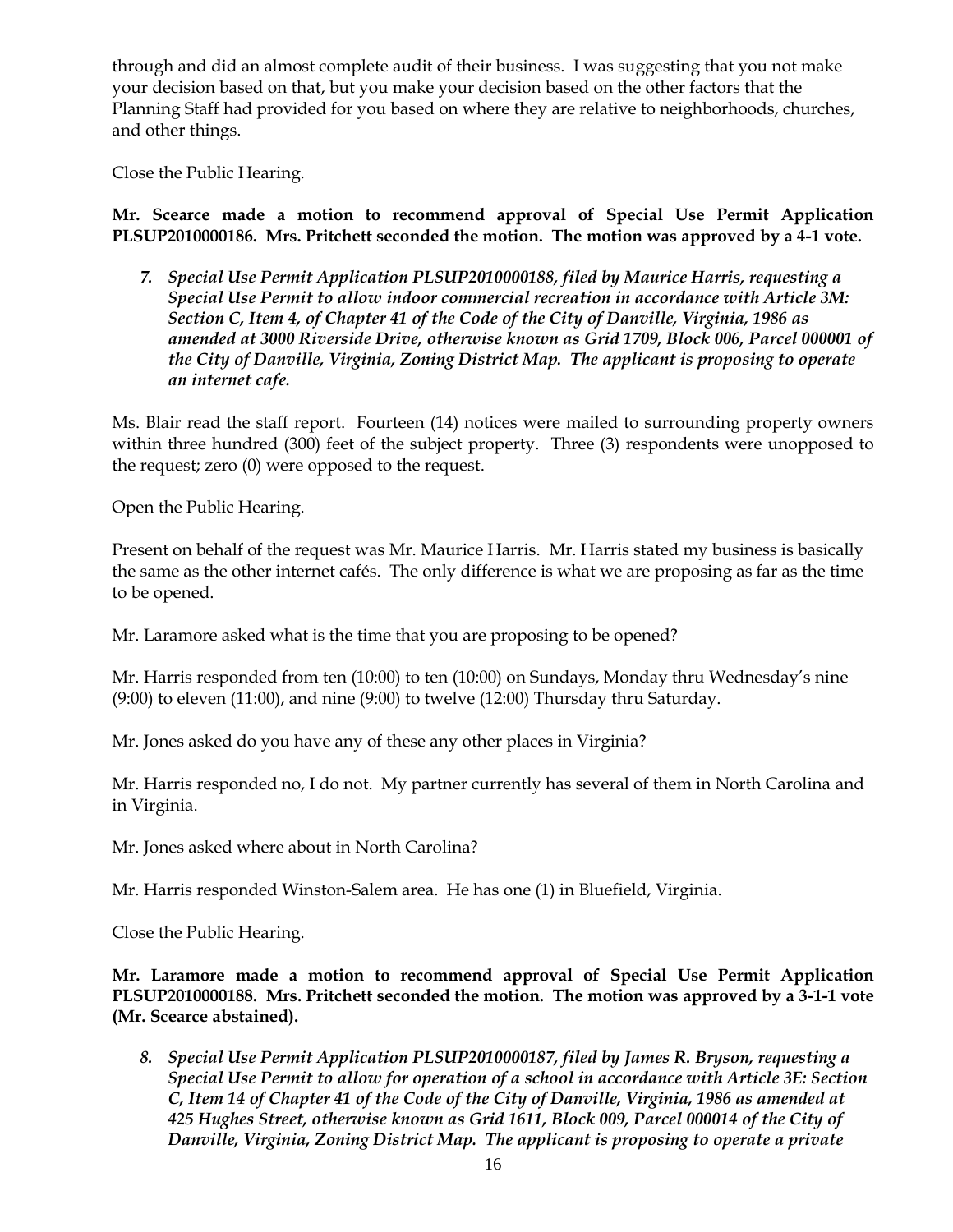through and did an almost complete audit of their business. I was suggesting that you not make your decision based on that, but you make your decision based on the other factors that the Planning Staff had provided for you based on where they are relative to neighborhoods, churches, and other things.

Close the Public Hearing.

**Mr. Scearce made a motion to recommend approval of Special Use Permit Application PLSUP2010000186. Mrs. Pritchett seconded the motion. The motion was approved by a 4-1 vote.**

7. *Special Use Permit Application PLSUP2010000188, filed by Maurice Harris, requesting a Special Use Permit to allow indoor commercial recreation in accordance with Article 3M: Section C, Item 4, of Chapter 41 of the Code of the City of Danville, Virginia, 1986 as amended at 3000 Riverside Drive, otherwise known as Grid 1709, Block 006, Parcel 000001 of the City of Danville, Virginia, Zoning District Map. The applicant is proposing to operate an internet cafe.*

Ms. Blair read the staff report. Fourteen (14) notices were mailed to surrounding property owners within three hundred (300) feet of the subject property. Three (3) respondents were unopposed to the request; zero (0) were opposed to the request.

Open the Public Hearing.

Present on behalf of the request was Mr. Maurice Harris. Mr. Harris stated my business is basically the same as the other internet cafés. The only difference is what we are proposing as far as the time to be opened.

Mr. Laramore asked what is the time that you are proposing to be opened?

Mr. Harris responded from ten (10:00) to ten (10:00) on Sundays, Monday thru Wednesday's nine (9:00) to eleven (11:00), and nine (9:00) to twelve (12:00) Thursday thru Saturday.

Mr. Jones asked do you have any of these any other places in Virginia?

Mr. Harris responded no, I do not. My partner currently has several of them in North Carolina and in Virginia.

Mr. Jones asked where about in North Carolina?

Mr. Harris responded Winston-Salem area. He has one (1) in Bluefield, Virginia.

Close the Public Hearing.

**Mr. Laramore made a motion to recommend approval of Special Use Permit Application PLSUP2010000188. Mrs. Pritchett seconded the motion. The motion was approved by a 3-1-1 vote (Mr. Scearce abstained).**

8. *Special Use Permit Application PLSUP2010000187, filed by James R. Bryson, requesting a Special Use Permit to allow for operation of a school in accordance with Article 3E: Section C, Item 14 of Chapter 41 of the Code of the City of Danville, Virginia, 1986 as amended at 425 Hughes Street, otherwise known as Grid 1611, Block 009, Parcel 000014 of the City of Danville, Virginia, Zoning District Map. The applicant is proposing to operate a private*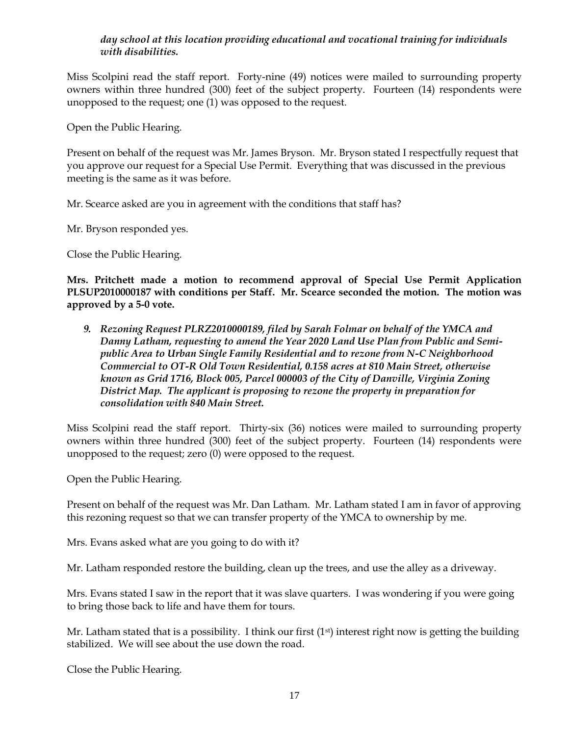*day school at this location providing educational and vocational training for individuals with disabilities.*

Miss Scolpini read the staff report. Forty-nine (49) notices were mailed to surrounding property owners within three hundred (300) feet of the subject property. Fourteen (14) respondents were unopposed to the request; one (1) was opposed to the request.

Open the Public Hearing.

Present on behalf of the request was Mr. James Bryson. Mr. Bryson stated I respectfully request that you approve our request for a Special Use Permit. Everything that was discussed in the previous meeting is the same as it was before.

Mr. Scearce asked are you in agreement with the conditions that staff has?

Mr. Bryson responded yes.

Close the Public Hearing.

**Mrs. Pritchett made a motion to recommend approval of Special Use Permit Application PLSUP2010000187 with conditions per Staff. Mr. Scearce seconded the motion. The motion was approved by a 5-0 vote.**

9. ***Rezoning Request PLRZ2010000189, filed by Sarah Folmar on behalf of the YMCA and Danny Latham, requesting to amend the Year 2020 Land Use Plan from Public and Semi-public Area to Urban Single Family Residential and to rezone from N-C Neighborhood Commercial to OT-R Old Town Residential, 0.158 acres at 810 Main Street, otherwise known as Grid 1716, Block 005, Parcel 000003 of the City of Danville, Virginia Zoning District Map. The applicant is proposing to rezone the property in preparation for consolidation with 840 Main Street.***

Miss Scolpini read the staff report. Thirty-six (36) notices were mailed to surrounding property owners within three hundred (300) feet of the subject property. Fourteen (14) respondents were unopposed to the request; zero (0) were opposed to the request.

Open the Public Hearing.

Present on behalf of the request was Mr. Dan Latham. Mr. Latham stated I am in favor of approving this rezoning request so that we can transfer property of the YMCA to ownership by me.

Mrs. Evans asked what are you going to do with it?

Mr. Latham responded restore the building, clean up the trees, and use the alley as a driveway.

Mrs. Evans stated I saw in the report that it was slave quarters. I was wondering if you were going to bring those back to life and have them for tours.

Mr. Latham stated that is a possibility. I think our first (1st) interest right now is getting the building stabilized. We will see about the use down the road.

Close the Public Hearing.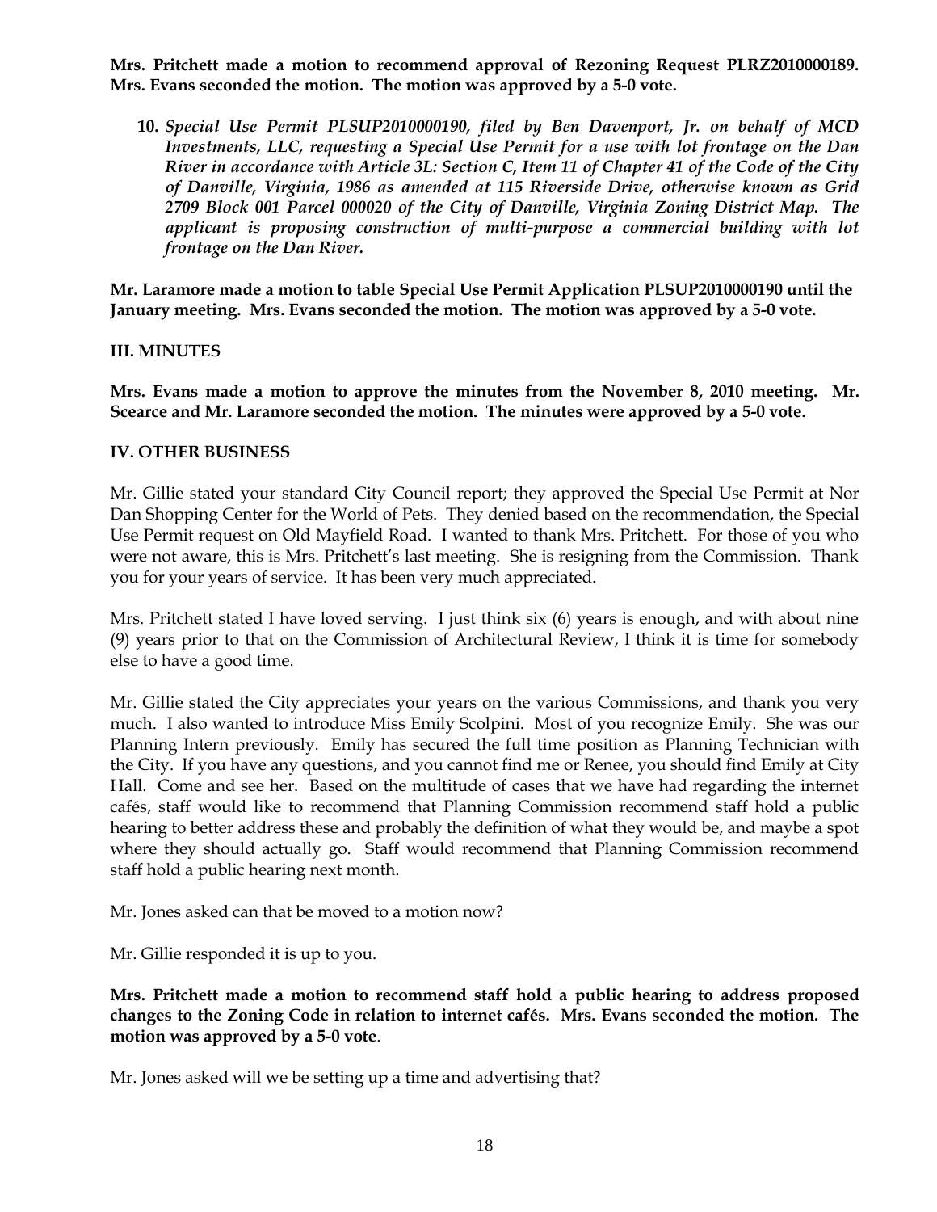**Mrs. Pritchett made a motion to recommend approval of Rezoning Request PLRZ2010000189. Mrs. Evans seconded the motion. The motion was approved by a 5-0 vote.**

**10.** ***Special Use Permit PLSUP2010000190, filed by Ben Davenport, Jr. on behalf of MCD Investments, LLC, requesting a Special Use Permit for a use with lot frontage on the Dan River in accordance with Article 3L: Section C, Item 11 of Chapter 41 of the Code of the City of Danville, Virginia, 1986 as amended at 115 Riverside Drive, otherwise known as Grid 2709 Block 001 Parcel 000020 of the City of Danville, Virginia Zoning District Map. The applicant is proposing construction of multi-purpose a commercial building with lot frontage on the Dan River.***

**Mr. Laramore made a motion to table Special Use Permit Application PLSUP2010000190 until the January meeting. Mrs. Evans seconded the motion. The motion was approved by a 5-0 vote.**

## III. MINUTES

**Mrs. Evans made a motion to approve the minutes from the November 8, 2010 meeting. Mr. Scearce and Mr. Laramore seconded the motion. The minutes were approved by a 5-0 vote.**

## IV. OTHER BUSINESS

Mr. Gillie stated your standard City Council report; they approved the Special Use Permit at Nor Dan Shopping Center for the World of Pets. They denied based on the recommendation, the Special Use Permit request on Old Mayfield Road. I wanted to thank Mrs. Pritchett. For those of you who were not aware, this is Mrs. Pritchett's last meeting. She is resigning from the Commission. Thank you for your years of service. It has been very much appreciated.

Mrs. Pritchett stated I have loved serving. I just think six (6) years is enough, and with about nine (9) years prior to that on the Commission of Architectural Review, I think it is time for somebody else to have a good time.

Mr. Gillie stated the City appreciates your years on the various Commissions, and thank you very much. I also wanted to introduce Miss Emily Scolpini. Most of you recognize Emily. She was our Planning Intern previously. Emily has secured the full time position as Planning Technician with the City. If you have any questions, and you cannot find me or Renee, you should find Emily at City Hall. Come and see her. Based on the multitude of cases that we have had regarding the internet cafés, staff would like to recommend that Planning Commission recommend staff hold a public hearing to better address these and probably the definition of what they would be, and maybe a spot where they should actually go. Staff would recommend that Planning Commission recommend staff hold a public hearing next month.

Mr. Jones asked can that be moved to a motion now?

Mr. Gillie responded it is up to you.

**Mrs. Pritchett made a motion to recommend staff hold a public hearing to address proposed changes to the Zoning Code in relation to internet cafés. Mrs. Evans seconded the motion. The motion was approved by a 5-0 vote.**

Mr. Jones asked will we be setting up a time and advertising that?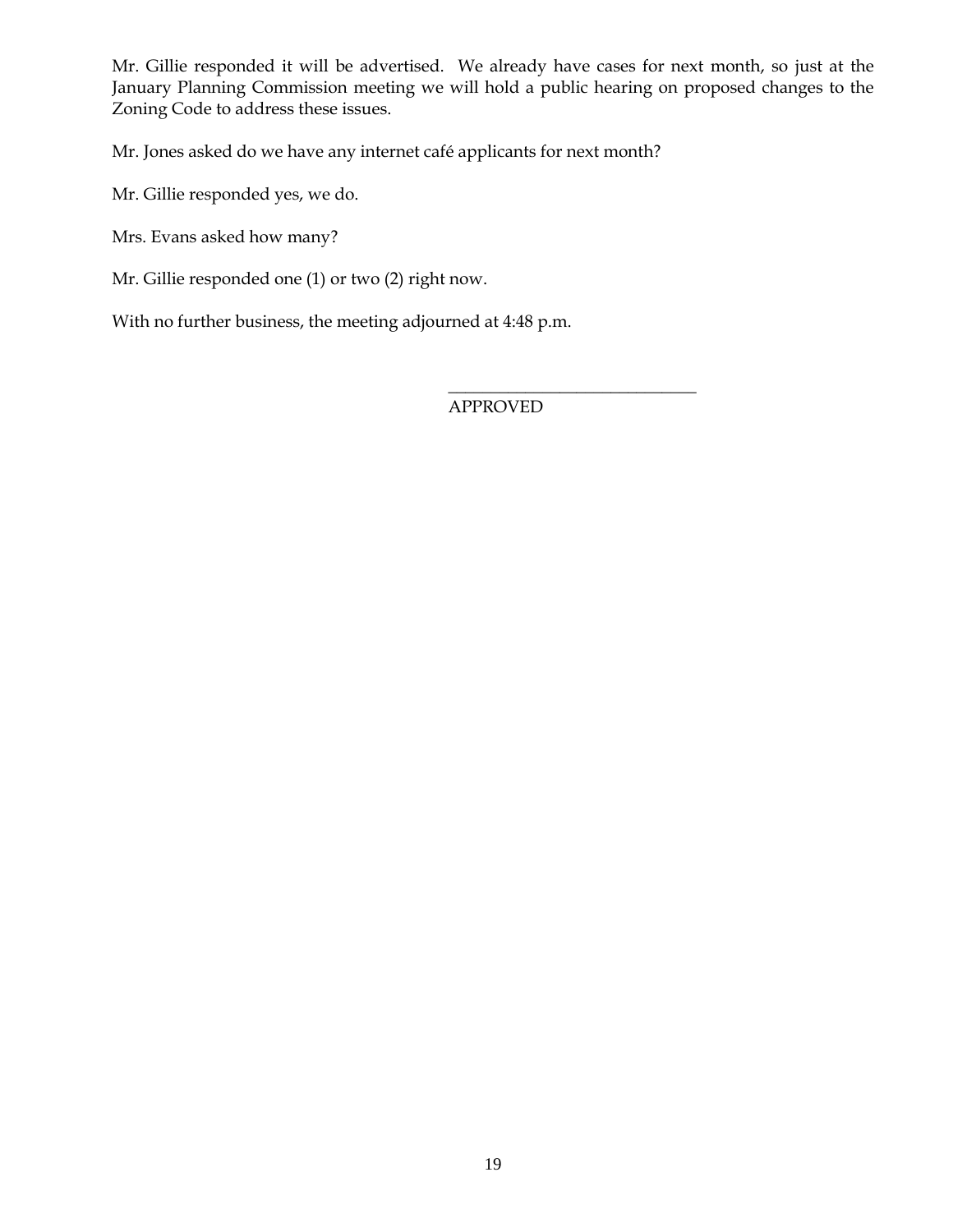Mr. Gillie responded it will be advertised. We already have cases for next month, so just at the January Planning Commission meeting we will hold a public hearing on proposed changes to the Zoning Code to address these issues.

Mr. Jones asked do we have any internet café applicants for next month?

Mr. Gillie responded yes, we do.

Mrs. Evans asked how many?

Mr. Gillie responded one (1) or two (2) right now.

With no further business, the meeting adjourned at 4:48 p.m.

\_\_\_\_\_\_\_\_\_\_\_\_\_\_\_\_\_\_\_\_\_\_\_\_\_\_\_\_\_\_

APPROVED